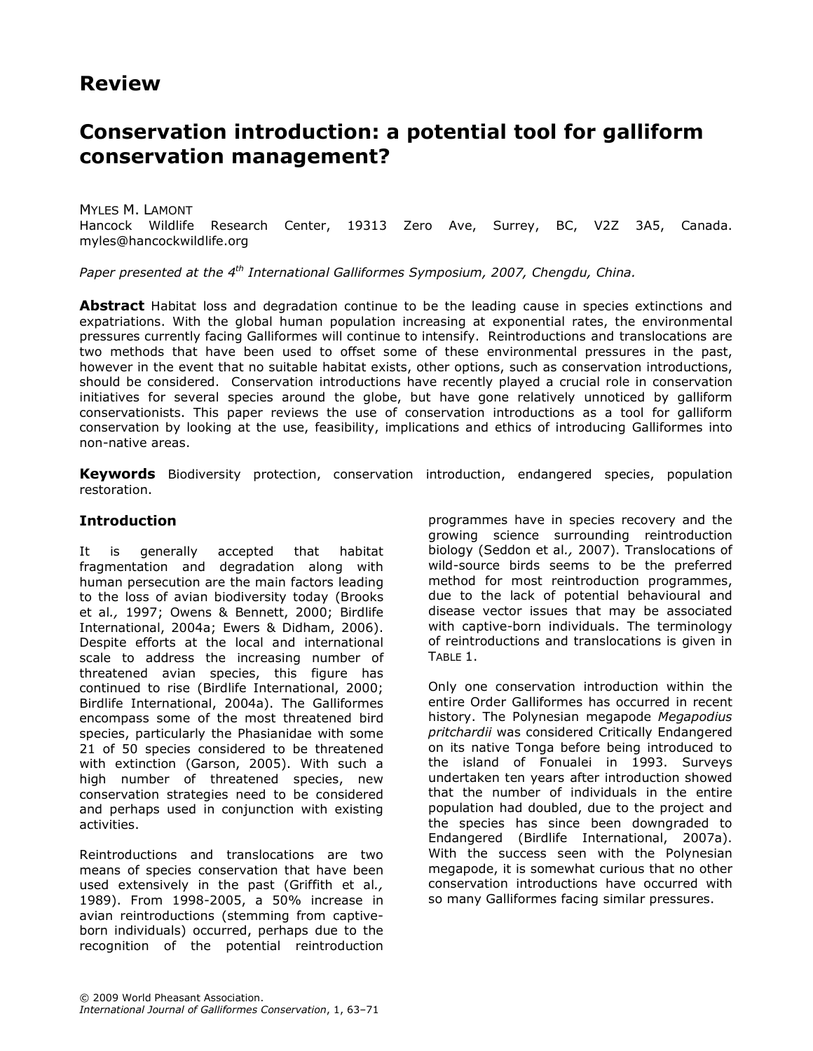## Review

# Conservation introduction: a potential tool for galliform conservation management?

MYLES M. LAMONT
Hancock Wildlife Research Center, 19313 Zero Ave, Surrey, BC, V2Z 3A5, Canada. myles@hancockwildlife.org

*Paper presented at the 4th International Galliformes Symposium, 2007, Chengdu, China.*

**Abstract** Habitat loss and degradation continue to be the leading cause in species extinctions and expatriations. With the global human population increasing at exponential rates, the environmental pressures currently facing Galliformes will continue to intensify. Reintroductions and translocations are two methods that have been used to offset some of these environmental pressures in the past, however in the event that no suitable habitat exists, other options, such as conservation introductions, should be considered. Conservation introductions have recently played a crucial role in conservation initiatives for several species around the globe, but have gone relatively unnoticed by galliform conservationists. This paper reviews the use of conservation introductions as a tool for galliform conservation by looking at the use, feasibility, implications and ethics of introducing Galliformes into non-native areas.

**Keywords** Biodiversity protection, conservation introduction, endangered species, population restoration.

## Introduction

It is generally accepted that habitat fragmentation and degradation along with human persecution are the main factors leading to the loss of avian biodiversity today (Brooks et al*.,* 1997; Owens & Bennett, 2000; Birdlife International, 2004a; Ewers & Didham, 2006). Despite efforts at the local and international scale to address the increasing number of threatened avian species, this figure has continued to rise (Birdlife International, 2000; Birdlife International, 2004a). The Galliformes encompass some of the most threatened bird species, particularly the Phasianidae with some 21 of 50 species considered to be threatened with extinction (Garson, 2005). With such a high number of threatened species, new conservation strategies need to be considered and perhaps used in conjunction with existing activities.

Reintroductions and translocations are two means of species conservation that have been used extensively in the past (Griffith et al*.,* 1989). From 1998-2005, a 50% increase in avian reintroductions (stemming from captive-born individuals) occurred, perhaps due to the recognition of the potential reintroduction programmes have in species recovery and the growing science surrounding reintroduction biology (Seddon et al*.,* 2007). Translocations of wild-source birds seems to be the preferred method for most reintroduction programmes, due to the lack of potential behavioural and disease vector issues that may be associated with captive-born individuals. The terminology of reintroductions and translocations is given in TABLE 1.

Only one conservation introduction within the entire Order Galliformes has occurred in recent history. The Polynesian megapode *Megapodius pritchardii* was considered Critically Endangered on its native Tonga before being introduced to the island of Fonualei in 1993. Surveys undertaken ten years after introduction showed that the number of individuals in the entire population had doubled, due to the project and the species has since been downgraded to Endangered (Birdlife International, 2007a). With the success seen with the Polynesian megapode, it is somewhat curious that no other conservation introductions have occurred with so many Galliformes facing similar pressures.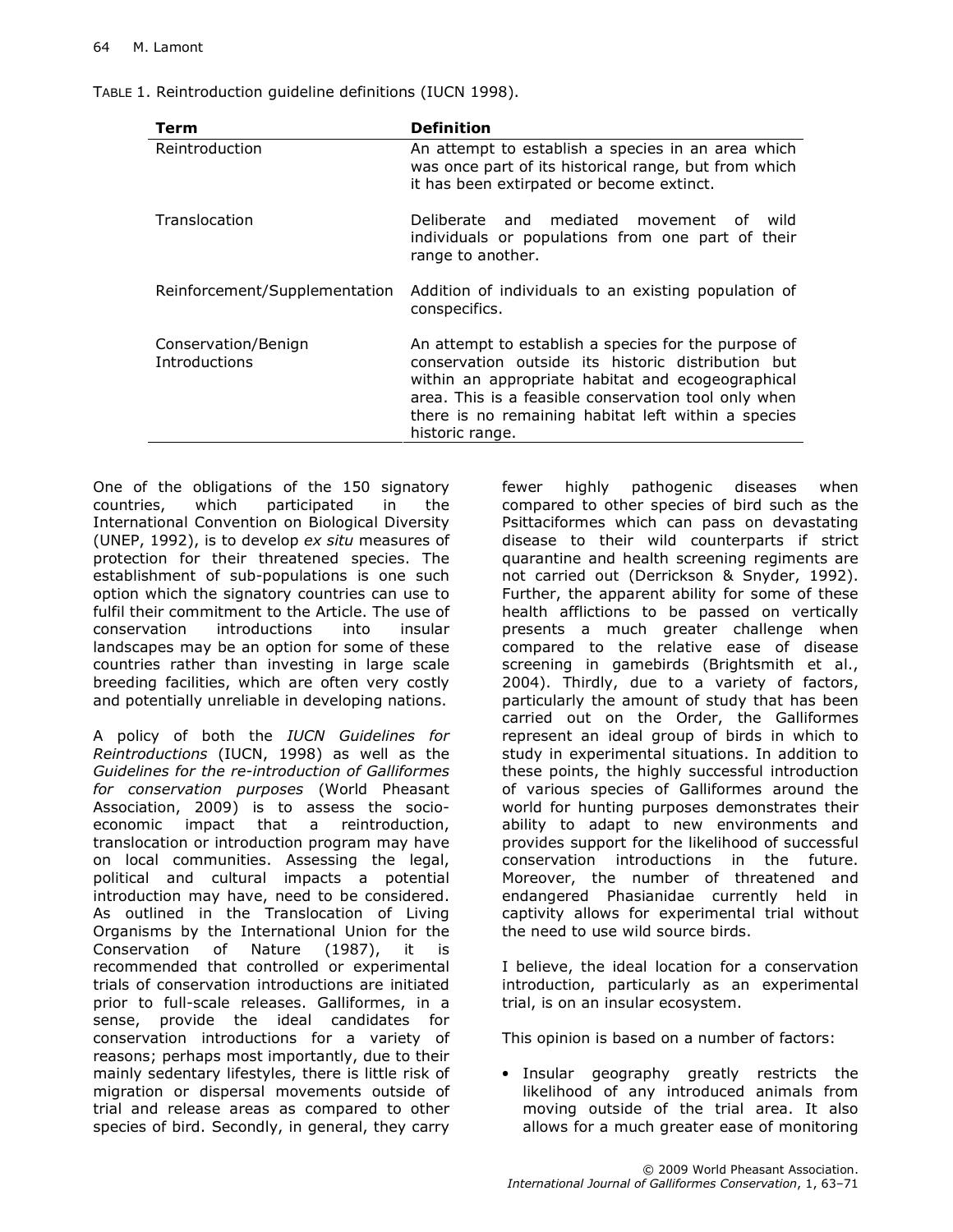TABLE 1. Reintroduction guideline definitions (IUCN 1998).

| Term | Definition |
|---|---|
| Reintroduction | An attempt to establish a species in an area which was once part of its historical range, but from which it has been extirpated or become extinct. |
| Translocation | Deliberate and mediated movement of wild individuals or populations from one part of their range to another. |
| Reinforcement/Supplementation | Addition of individuals to an existing population of conspecifics. |
| Conservation/Benign Introductions | An attempt to establish a species for the purpose of conservation outside its historic distribution but within an appropriate habitat and ecogeographical area. This is a feasible conservation tool only when there is no remaining habitat left within a species historic range. |

One of the obligations of the 150 signatory countries, which participated in the International Convention on Biological Diversity (UNEP, 1992), is to develop *ex situ* measures of protection for their threatened species. The establishment of sub-populations is one such option which the signatory countries can use to fulfil their commitment to the Article. The use of conservation introductions into insular landscapes may be an option for some of these countries rather than investing in large scale breeding facilities, which are often very costly and potentially unreliable in developing nations.

A policy of both the *IUCN Guidelines for Reintroductions* (IUCN, 1998) as well as the *Guidelines for the re-introduction of Galliformes for conservation purposes* (World Pheasant Association, 2009) is to assess the socio-economic impact that a reintroduction, translocation or introduction program may have on local communities. Assessing the legal, political and cultural impacts a potential introduction may have, need to be considered. As outlined in the Translocation of Living Organisms by the International Union for the Conservation of Nature (1987), it is recommended that controlled or experimental trials of conservation introductions are initiated prior to full-scale releases. Galliformes, in a sense, provide the ideal candidates for conservation introductions for a variety of reasons; perhaps most importantly, due to their mainly sedentary lifestyles, there is little risk of migration or dispersal movements outside of trial and release areas as compared to other species of bird. Secondly, in general, they carry fewer highly pathogenic diseases when compared to other species of bird such as the Psittaciformes which can pass on devastating disease to their wild counterparts if strict quarantine and health screening regiments are not carried out (Derrickson & Snyder, 1992). Further, the apparent ability for some of these health afflictions to be passed on vertically presents a much greater challenge when compared to the relative ease of disease screening in gamebirds (Brightsmith et al., 2004). Thirdly, due to a variety of factors, particularly the amount of study that has been carried out on the Order, the Galliformes represent an ideal group of birds in which to study in experimental situations. In addition to these points, the highly successful introduction of various species of Galliformes around the world for hunting purposes demonstrates their ability to adapt to new environments and provides support for the likelihood of successful conservation introductions in the future. Moreover, the number of threatened and endangered Phasianidae currently held in captivity allows for experimental trial without the need to use wild source birds.

I believe, the ideal location for a conservation introduction, particularly as an experimental trial, is on an insular ecosystem.

This opinion is based on a number of factors:

- Insular geography greatly restricts the likelihood of any introduced animals from moving outside of the trial area. It also allows for a much greater ease of monitoring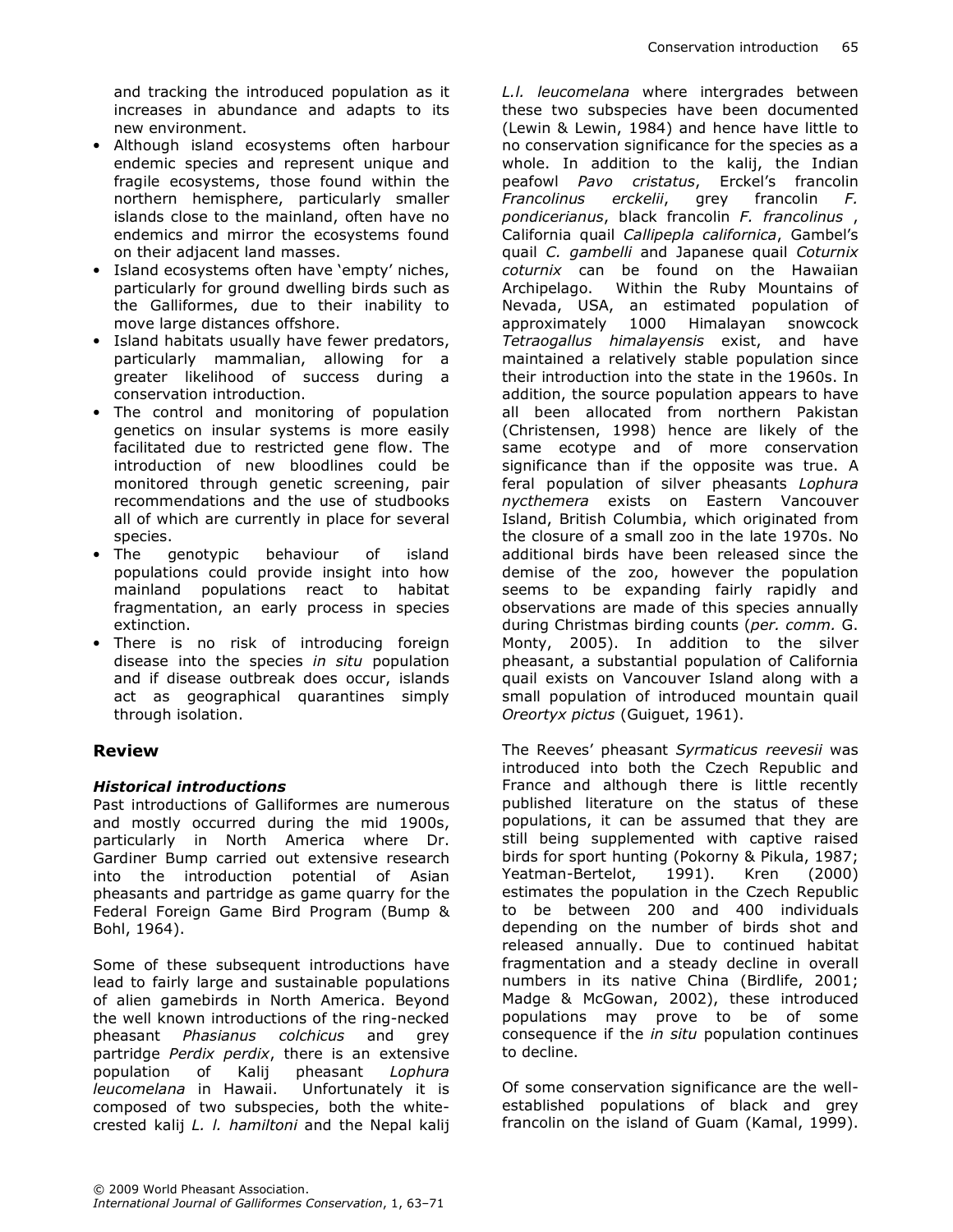and tracking the introduced population as it increases in abundance and adapts to its new environment.

- Although island ecosystems often harbour endemic species and represent unique and fragile ecosystems, those found within the northern hemisphere, particularly smaller islands close to the mainland, often have no endemics and mirror the ecosystems found on their adjacent land masses.
- Island ecosystems often have 'empty' niches, particularly for ground dwelling birds such as the Galliformes, due to their inability to move large distances offshore.
- Island habitats usually have fewer predators, particularly mammalian, allowing for a greater likelihood of success during a conservation introduction.
- The control and monitoring of population genetics on insular systems is more easily facilitated due to restricted gene flow. The introduction of new bloodlines could be monitored through genetic screening, pair recommendations and the use of studbooks all of which are currently in place for several species.
- The genotypic behaviour of island populations could provide insight into how mainland populations react to habitat fragmentation, an early process in species extinction.
- There is no risk of introducing foreign disease into the species *in situ* population and if disease outbreak does occur, islands act as geographical quarantines simply through isolation.

## Review

### *Historical introductions*

Past introductions of Galliformes are numerous and mostly occurred during the mid 1900s, particularly in North America where Dr. Gardiner Bump carried out extensive research into the introduction potential of Asian pheasants and partridge as game quarry for the Federal Foreign Game Bird Program (Bump & Bohl, 1964).

Some of these subsequent introductions have lead to fairly large and sustainable populations of alien gamebirds in North America. Beyond the well known introductions of the ring-necked pheasant *Phasianus colchicus* and grey partridge *Perdix perdix*, there is an extensive population of Kalij pheasant *Lophura leucomelana* in Hawaii. Unfortunately it is composed of two subspecies, both the white-crested kalij *L. l. hamiltoni* and the Nepal kalij *L.l. leucomelana* where intergrades between these two subspecies have been documented (Lewin & Lewin, 1984) and hence have little to no conservation significance for the species as a whole. In addition to the kalij, the Indian peafowl *Pavo cristatus*, Erckel's francolin *Francolinus erckelii*, grey francolin *F. pondicerianus*, black francolin *F. francolinus* , California quail *Callipepla californica*, Gambel's quail *C. gambelli* and Japanese quail *Coturnix coturnix* can be found on the Hawaiian Archipelago. Within the Ruby Mountains of Nevada, USA, an estimated population of approximately 1000 Himalayan snowcock *Tetraogallus himalayensis* exist, and have maintained a relatively stable population since their introduction into the state in the 1960s. In addition, the source population appears to have all been allocated from northern Pakistan (Christensen, 1998) hence are likely of the same ecotype and of more conservation significance than if the opposite was true. A feral population of silver pheasants *Lophura nycthemera* exists on Eastern Vancouver Island, British Columbia, which originated from the closure of a small zoo in the late 1970s. No additional birds have been released since the demise of the zoo, however the population seems to be expanding fairly rapidly and observations are made of this species annually during Christmas birding counts (*per. comm.* G. Monty, 2005). In addition to the silver pheasant, a substantial population of California quail exists on Vancouver Island along with a small population of introduced mountain quail *Oreortyx pictus* (Guiguet, 1961).

The Reeves' pheasant *Syrmaticus reevesii* was introduced into both the Czech Republic and France and although there is little recently published literature on the status of these populations, it can be assumed that they are still being supplemented with captive raised birds for sport hunting (Pokorny & Pikula, 1987; Yeatman-Bertelot, 1991). Kren (2000) estimates the population in the Czech Republic to be between 200 and 400 individuals depending on the number of birds shot and released annually. Due to continued habitat fragmentation and a steady decline in overall numbers in its native China (Birdlife, 2001; Madge & McGowan, 2002), these introduced populations may prove to be of some consequence if the *in situ* population continues to decline.

Of some conservation significance are the well-established populations of black and grey francolin on the island of Guam (Kamal, 1999).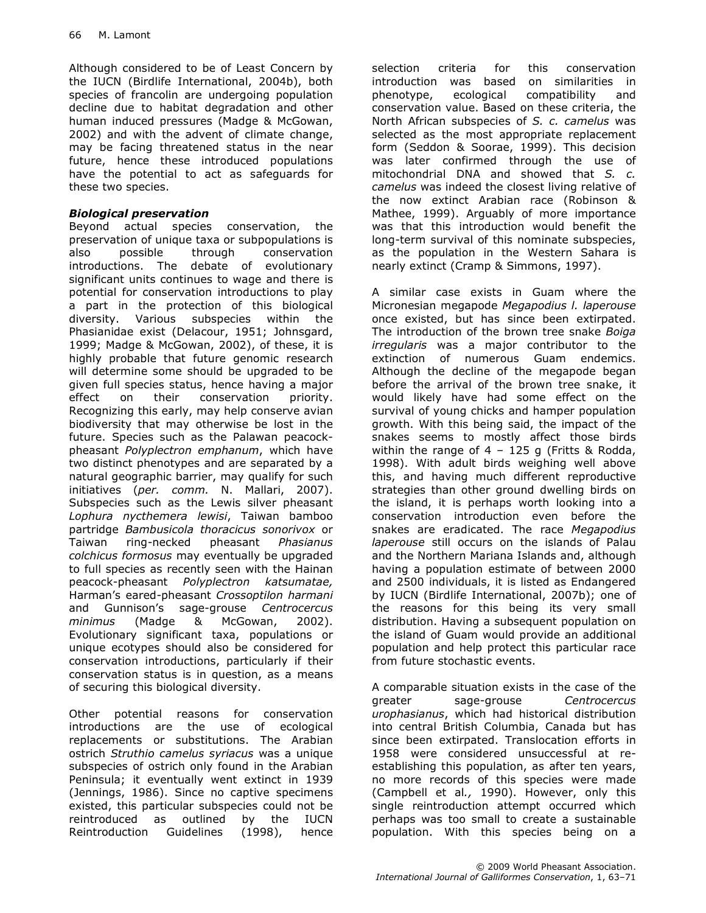Although considered to be of Least Concern by the IUCN (Birdlife International, 2004b), both species of francolin are undergoing population decline due to habitat degradation and other human induced pressures (Madge & McGowan, 2002) and with the advent of climate change, may be facing threatened status in the near future, hence these introduced populations have the potential to act as safeguards for these two species.

### *Biological preservation*

Beyond actual species conservation, the preservation of unique taxa or subpopulations is also possible through conservation introductions. The debate of evolutionary significant units continues to wage and there is potential for conservation introductions to play a part in the protection of this biological diversity. Various subspecies within the Phasianidae exist (Delacour, 1951; Johnsgard, 1999; Madge & McGowan, 2002), of these, it is highly probable that future genomic research will determine some should be upgraded to be given full species status, hence having a major effect on their conservation priority. Recognizing this early, may help conserve avian biodiversity that may otherwise be lost in the future. Species such as the Palawan peacock-pheasant *Polyplectron emphanum*, which have two distinct phenotypes and are separated by a natural geographic barrier, may qualify for such initiatives (*per. comm.* N. Mallari, 2007). Subspecies such as the Lewis silver pheasant *Lophura nycthemera lewisi*, Taiwan bamboo partridge *Bambusicola thoracicus sonorivox* or Taiwan ring-necked pheasant *Phasianus colchicus formosus* may eventually be upgraded to full species as recently seen with the Hainan peacock-pheasant *Polyplectron katsumatae,* Harman's eared-pheasant *Crossoptilon harmani* and Gunnison's sage-grouse *Centrocercus minimus* (Madge & McGowan, 2002). Evolutionary significant taxa, populations or unique ecotypes should also be considered for conservation introductions, particularly if their conservation status is in question, as a means of securing this biological diversity.

Other potential reasons for conservation introductions are the use of ecological replacements or substitutions. The Arabian ostrich *Struthio camelus syriacus* was a unique subspecies of ostrich only found in the Arabian Peninsula; it eventually went extinct in 1939 (Jennings, 1986). Since no captive specimens existed, this particular subspecies could not be reintroduced as outlined by the IUCN Reintroduction Guidelines (1998), hence selection criteria for this conservation introduction was based on similarities in phenotype, ecological compatibility and conservation value. Based on these criteria, the North African subspecies of *S. c. camelus* was selected as the most appropriate replacement form (Seddon & Soorae, 1999). This decision was later confirmed through the use of mitochondrial DNA and showed that *S. c. camelus* was indeed the closest living relative of the now extinct Arabian race (Robinson & Mathee, 1999). Arguably of more importance was that this introduction would benefit the long-term survival of this nominate subspecies, as the population in the Western Sahara is nearly extinct (Cramp & Simmons, 1997).

A similar case exists in Guam where the Micronesian megapode *Megapodius l. laperouse* once existed, but has since been extirpated. The introduction of the brown tree snake *Boiga irregularis* was a major contributor to the extinction of numerous Guam endemics. Although the decline of the megapode began before the arrival of the brown tree snake, it would likely have had some effect on the survival of young chicks and hamper population growth. With this being said, the impact of the snakes seems to mostly affect those birds within the range of 4 – 125 g (Fritts & Rodda, 1998). With adult birds weighing well above this, and having much different reproductive strategies than other ground dwelling birds on the island, it is perhaps worth looking into a conservation introduction even before the snakes are eradicated. The race *Megapodius laperouse* still occurs on the islands of Palau and the Northern Mariana Islands and, although having a population estimate of between 2000 and 2500 individuals, it is listed as Endangered by IUCN (Birdlife International, 2007b); one of the reasons for this being its very small distribution. Having a subsequent population on the island of Guam would provide an additional population and help protect this particular race from future stochastic events.

A comparable situation exists in the case of the greater sage-grouse *Centrocercus urophasianus*, which had historical distribution into central British Columbia, Canada but has since been extirpated. Translocation efforts in 1958 were considered unsuccessful at re-establishing this population, as after ten years, no more records of this species were made (Campbell et al*.,* 1990). However, only this single reintroduction attempt occurred which perhaps was too small to create a sustainable population. With this species being on a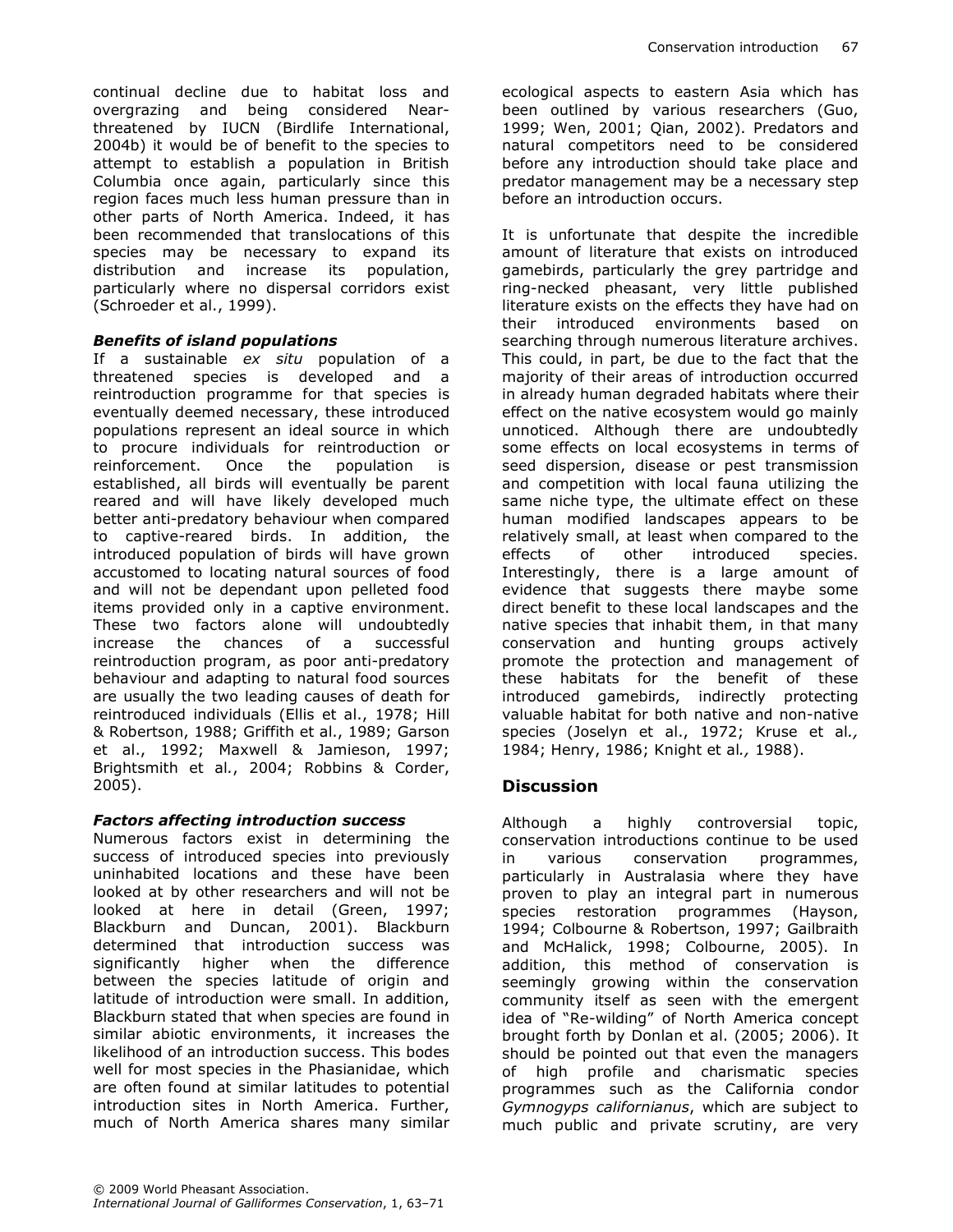continual decline due to habitat loss and overgrazing and being considered Near-threatened by IUCN (Birdlife International, 2004b) it would be of benefit to the species to attempt to establish a population in British Columbia once again, particularly since this region faces much less human pressure than in other parts of North America. Indeed, it has been recommended that translocations of this species may be necessary to expand its distribution and increase its population, particularly where no dispersal corridors exist (Schroeder et al., 1999).

### *Benefits of island populations*

If a sustainable *ex situ* population of a threatened species is developed and a reintroduction programme for that species is eventually deemed necessary, these introduced populations represent an ideal source in which to procure individuals for reintroduction or reinforcement. Once the population is established, all birds will eventually be parent reared and will have likely developed much better anti-predatory behaviour when compared to captive-reared birds. In addition, the introduced population of birds will have grown accustomed to locating natural sources of food and will not be dependant upon pelleted food items provided only in a captive environment. These two factors alone will undoubtedly increase the chances of a successful reintroduction program, as poor anti-predatory behaviour and adapting to natural food sources are usually the two leading causes of death for reintroduced individuals (Ellis et al., 1978; Hill & Robertson, 1988; Griffith et al., 1989; Garson et al., 1992; Maxwell & Jamieson, 1997; Brightsmith et al., 2004; Robbins & Corder, 2005).

### *Factors affecting introduction success*

Numerous factors exist in determining the success of introduced species into previously uninhabited locations and these have been looked at by other researchers and will not be looked at here in detail (Green, 1997; Blackburn and Duncan, 2001). Blackburn determined that introduction success was significantly higher when the difference between the species latitude of origin and latitude of introduction were small. In addition, Blackburn stated that when species are found in similar abiotic environments, it increases the likelihood of an introduction success. This bodes well for most species in the Phasianidae, which are often found at similar latitudes to potential introduction sites in North America. Further, much of North America shares many similar ecological aspects to eastern Asia which has been outlined by various researchers (Guo, 1999; Wen, 2001; Qian, 2002). Predators and natural competitors need to be considered before any introduction should take place and predator management may be a necessary step before an introduction occurs.

It is unfortunate that despite the incredible amount of literature that exists on introduced gamebirds, particularly the grey partridge and ring-necked pheasant, very little published literature exists on the effects they have had on their introduced environments based on searching through numerous literature archives. This could, in part, be due to the fact that the majority of their areas of introduction occurred in already human degraded habitats where their effect on the native ecosystem would go mainly unnoticed. Although there are undoubtedly some effects on local ecosystems in terms of seed dispersion, disease or pest transmission and competition with local fauna utilizing the same niche type, the ultimate effect on these human modified landscapes appears to be relatively small, at least when compared to the effects of other introduced species. Interestingly, there is a large amount of evidence that suggests there maybe some direct benefit to these local landscapes and the native species that inhabit them, in that many conservation and hunting groups actively promote the protection and management of these habitats for the benefit of these introduced gamebirds, indirectly protecting valuable habitat for both native and non-native species (Joselyn et al., 1972; Kruse et al*.,* 1984; Henry, 1986; Knight et al*.,* 1988).

## Discussion

Although a highly controversial topic, conservation introductions continue to be used in various conservation programmes, particularly in Australasia where they have proven to play an integral part in numerous species restoration programmes (Hayson, 1994; Colbourne & Robertson, 1997; Gailbraith and McHalick, 1998; Colbourne, 2005). In addition, this method of conservation is seemingly growing within the conservation community itself as seen with the emergent idea of "Re-wilding" of North America concept brought forth by Donlan et al. (2005; 2006). It should be pointed out that even the managers of high profile and charismatic species programmes such as the California condor *Gymnogyps californianus*, which are subject to much public and private scrutiny, are very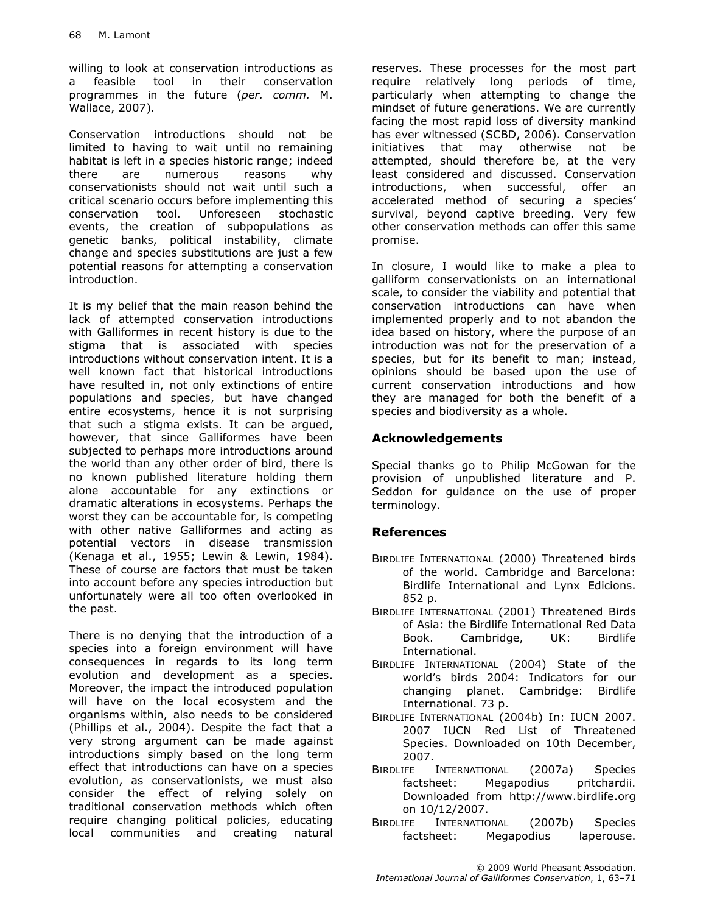willing to look at conservation introductions as a feasible tool in their conservation programmes in the future (*per. comm.* M. Wallace, 2007).

Conservation introductions should not be limited to having to wait until no remaining habitat is left in a species historic range; indeed there are numerous reasons why conservationists should not wait until such a critical scenario occurs before implementing this conservation tool. Unforeseen stochastic events, the creation of subpopulations as genetic banks, political instability, climate change and species substitutions are just a few potential reasons for attempting a conservation introduction.

It is my belief that the main reason behind the lack of attempted conservation introductions with Galliformes in recent history is due to the stigma that is associated with species introductions without conservation intent. It is a well known fact that historical introductions have resulted in, not only extinctions of entire populations and species, but have changed entire ecosystems, hence it is not surprising that such a stigma exists. It can be argued, however, that since Galliformes have been subjected to perhaps more introductions around the world than any other order of bird, there is no known published literature holding them alone accountable for any extinctions or dramatic alterations in ecosystems. Perhaps the worst they can be accountable for, is competing with other native Galliformes and acting as potential vectors in disease transmission (Kenaga et al., 1955; Lewin & Lewin, 1984). These of course are factors that must be taken into account before any species introduction but unfortunately were all too often overlooked in the past.

There is no denying that the introduction of a species into a foreign environment will have consequences in regards to its long term evolution and development as a species. Moreover, the impact the introduced population will have on the local ecosystem and the organisms within, also needs to be considered (Phillips et al., 2004). Despite the fact that a very strong argument can be made against introductions simply based on the long term effect that introductions can have on a species evolution, as conservationists, we must also consider the effect of relying solely on traditional conservation methods which often require changing political policies, educating local communities and creating natural reserves. These processes for the most part require relatively long periods of time, particularly when attempting to change the mindset of future generations. We are currently facing the most rapid loss of diversity mankind has ever witnessed (SCBD, 2006). Conservation initiatives that may otherwise not be attempted, should therefore be, at the very least considered and discussed. Conservation introductions, when successful, offer an accelerated method of securing a species' survival, beyond captive breeding. Very few other conservation methods can offer this same promise.

In closure, I would like to make a plea to galliform conservationists on an international scale, to consider the viability and potential that conservation introductions can have when implemented properly and to not abandon the idea based on history, where the purpose of an introduction was not for the preservation of a species, but for its benefit to man; instead, opinions should be based upon the use of current conservation introductions and how they are managed for both the benefit of a species and biodiversity as a whole.

## Acknowledgements

Special thanks go to Philip McGowan for the provision of unpublished literature and P. Seddon for guidance on the use of proper terminology.

## References

BIRDLIFE INTERNATIONAL (2000) Threatened birds of the world. Cambridge and Barcelona: Birdlife International and Lynx Edicions. 852 p.

BIRDLIFE INTERNATIONAL (2001) Threatened Birds of Asia: the Birdlife International Red Data Book. Cambridge, UK: Birdlife International.

BIRDLIFE INTERNATIONAL (2004) State of the world's birds 2004: Indicators for our changing planet. Cambridge: Birdlife International. 73 p.

BIRDLIFE INTERNATIONAL (2004b) In: IUCN 2007. 2007 IUCN Red List of Threatened Species. Downloaded on 10th December, 2007.

BIRDLIFE INTERNATIONAL (2007a) Species factsheet: Megapodius pritchardii. Downloaded from http://www.birdlife.org on 10/12/2007.

BIRDLIFE INTERNATIONAL (2007b) Species factsheet: Megapodius laperouse.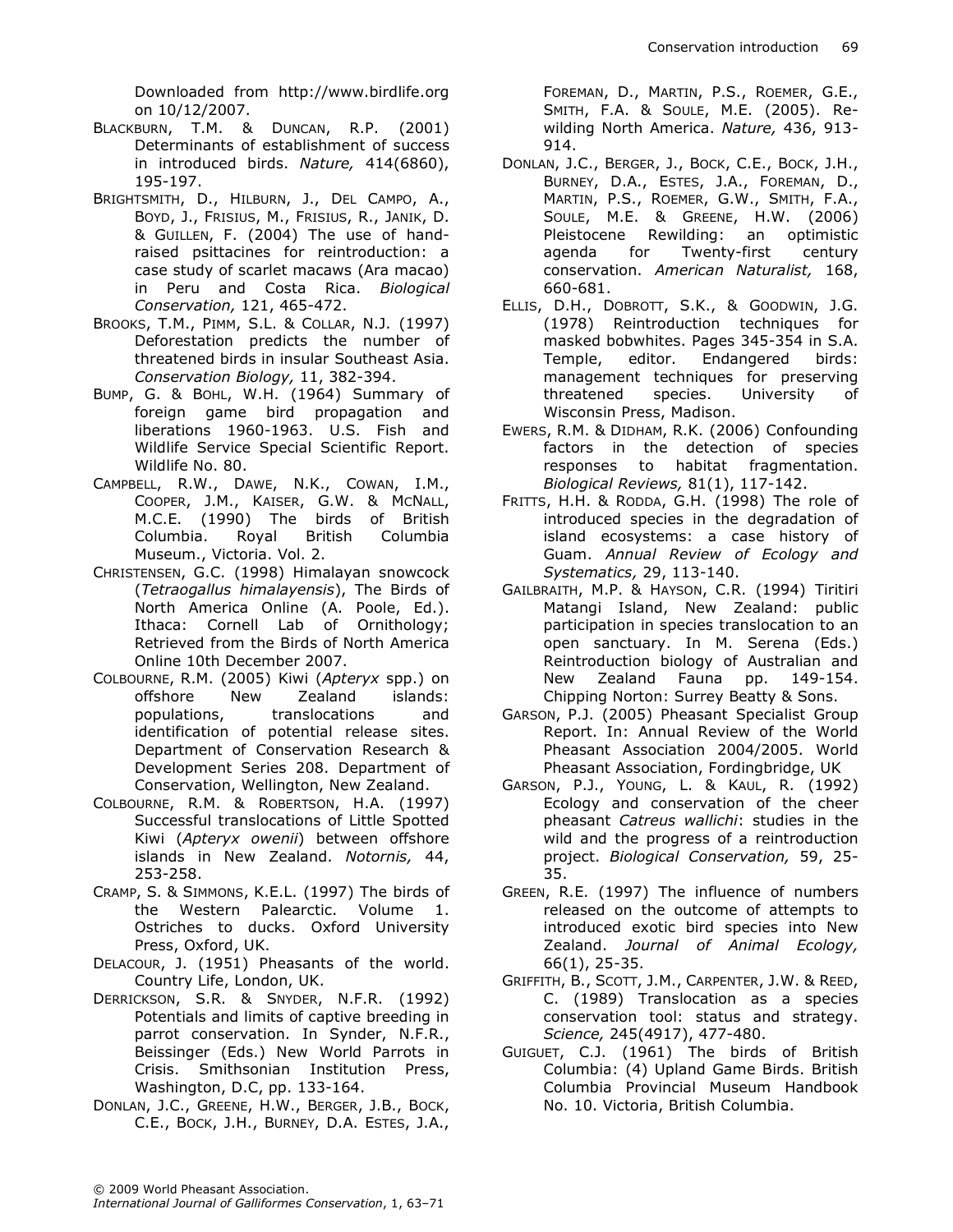Downloaded from http://www.birdlife.org on 10/12/2007.

BLACKBURN, T.M. & DUNCAN, R.P. (2001) Determinants of establishment of success in introduced birds. *Nature,* 414(6860), 195-197.

BRIGHTSMITH, D., HILBURN, J., DEL CAMPO, A., BOYD, J., FRISIUS, M., FRISIUS, R., JANIK, D. & GUILLEN, F. (2004) The use of hand-raised psittacines for reintroduction: a case study of scarlet macaws (Ara macao) in Peru and Costa Rica. *Biological Conservation,* 121, 465-472.

BROOKS, T.M., PIMM, S.L. & COLLAR, N.J. (1997) Deforestation predicts the number of threatened birds in insular Southeast Asia. *Conservation Biology,* 11, 382-394.

BUMP, G. & BOHL, W.H. (1964) Summary of foreign game bird propagation and liberations 1960-1963. U.S. Fish and Wildlife Service Special Scientific Report. Wildlife No. 80.

CAMPBELL, R.W., DAWE, N.K., COWAN, I.M., COOPER, J.M., KAISER, G.W. & MCNALL, M.C.E. (1990) The birds of British Columbia. Royal British Columbia Museum., Victoria. Vol. 2.

CHRISTENSEN, G.C. (1998) Himalayan snowcock (*Tetraogallus himalayensis*), The Birds of North America Online (A. Poole, Ed.). Ithaca: Cornell Lab of Ornithology; Retrieved from the Birds of North America Online 10th December 2007.

COLBOURNE, R.M. (2005) Kiwi (*Apteryx* spp.) on offshore New Zealand islands: populations, translocations and identification of potential release sites. Department of Conservation Research & Development Series 208. Department of Conservation, Wellington, New Zealand.

COLBOURNE, R.M. & ROBERTSON, H.A. (1997) Successful translocations of Little Spotted Kiwi (*Apteryx owenii*) between offshore islands in New Zealand. *Notornis,* 44, 253-258.

CRAMP, S. & SIMMONS, K.E.L. (1997) The birds of the Western Palearctic. Volume 1. Ostriches to ducks. Oxford University Press, Oxford, UK.

DELACOUR, J. (1951) Pheasants of the world. Country Life, London, UK.

DERRICKSON, S.R. & SNYDER, N.F.R. (1992) Potentials and limits of captive breeding in parrot conservation. In Synder, N.F.R., Beissinger (Eds.) New World Parrots in Crisis. Smithsonian Institution Press, Washington, D.C, pp. 133-164.

DONLAN, J.C., GREENE, H.W., BERGER, J.B., BOCK, C.E., BOCK, J.H., BURNEY, D.A. ESTES, J.A., FOREMAN, D., MARTIN, P.S., ROEMER, G.E., SMITH, F.A. & SOULE, M.E. (2005). Re-wilding North America. *Nature,* 436, 913-914.

DONLAN, J.C., BERGER, J., BOCK, C.E., BOCK, J.H., BURNEY, D.A., ESTES, J.A., FOREMAN, D., MARTIN, P.S., ROEMER, G.W., SMITH, F.A., SOULE, M.E. & GREENE, H.W. (2006) Pleistocene Rewilding: an optimistic agenda for Twenty-first century conservation. *American Naturalist,* 168, 660-681.

ELLIS, D.H., DOBROTT, S.K., & GOODWIN, J.G. (1978) Reintroduction techniques for masked bobwhites. Pages 345-354 in S.A. Temple, editor. Endangered birds: management techniques for preserving threatened species. University of Wisconsin Press, Madison.

EWERS, R.M. & DIDHAM, R.K. (2006) Confounding factors in the detection of species responses to habitat fragmentation. *Biological Reviews,* 81(1), 117-142.

FRITTS, H.H. & RODDA, G.H. (1998) The role of introduced species in the degradation of island ecosystems: a case history of Guam. *Annual Review of Ecology and Systematics,* 29, 113-140.

GAILBRAITH, M.P. & HAYSON, C.R. (1994) Tiritiri Matangi Island, New Zealand: public participation in species translocation to an open sanctuary. In M. Serena (Eds.) Reintroduction biology of Australian and New Zealand Fauna pp. 149-154. Chipping Norton: Surrey Beatty & Sons.

GARSON, P.J. (2005) Pheasant Specialist Group Report. In: Annual Review of the World Pheasant Association 2004/2005. World Pheasant Association, Fordingbridge, UK

GARSON, P.J., YOUNG, L. & KAUL, R. (1992) Ecology and conservation of the cheer pheasant *Catreus wallichi*: studies in the wild and the progress of a reintroduction project. *Biological Conservation,* 59, 25-35.

GREEN, R.E. (1997) The influence of numbers released on the outcome of attempts to introduced exotic bird species into New Zealand. *Journal of Animal Ecology,* 66(1), 25-35.

GRIFFITH, B., SCOTT, J.M., CARPENTER, J.W. & REED, C. (1989) Translocation as a species conservation tool: status and strategy. *Science,* 245(4917), 477-480.

GUIGUET, C.J. (1961) The birds of British Columbia: (4) Upland Game Birds. British Columbia Provincial Museum Handbook No. 10. Victoria, British Columbia.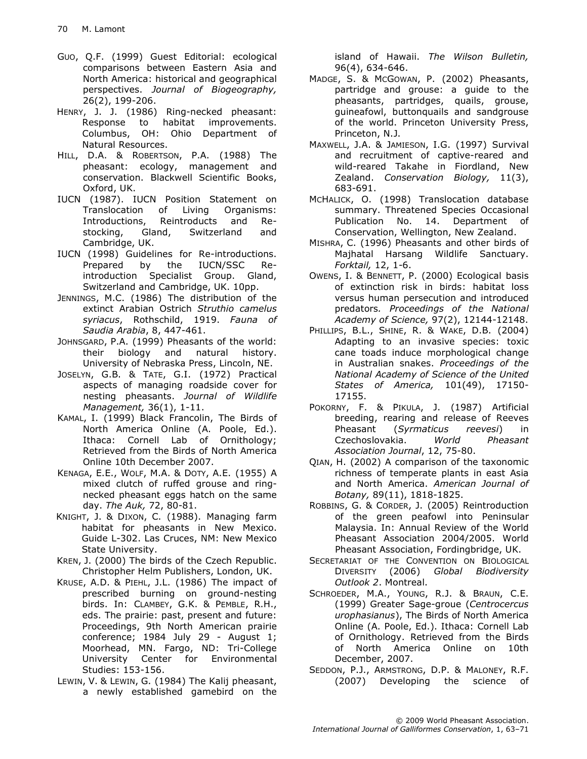GUO, Q.F. (1999) Guest Editorial: ecological comparisons between Eastern Asia and North America: historical and geographical perspectives. *Journal of Biogeography,* 26(2), 199-206.

HENRY, J. J. (1986) Ring-necked pheasant: Response to habitat improvements. Columbus, OH: Ohio Department of Natural Resources.

HILL, D.A. & ROBERTSON, P.A. (1988) The pheasant: ecology, management and conservation. Blackwell Scientific Books, Oxford, UK.

IUCN (1987). IUCN Position Statement on Translocation of Living Organisms: Introductions, Reintroducts and Re-stocking, Gland, Switzerland and Cambridge, UK.

IUCN (1998) Guidelines for Re-introductions. Prepared by the IUCN/SSC Re-introduction Specialist Group. Gland, Switzerland and Cambridge, UK. 10pp.

JENNINGS, M.C. (1986) The distribution of the extinct Arabian Ostrich *Struthio camelus syriacus*, Rothschild, 1919. *Fauna of Saudia Arabia*, 8, 447-461.

JOHNSGARD, P.A. (1999) Pheasants of the world: their biology and natural history. University of Nebraska Press, Lincoln, NE.

JOSELYN, G.B. & TATE, G.I. (1972) Practical aspects of managing roadside cover for nesting pheasants. *Journal of Wildlife Management,* 36(1), 1-11.

KAMAL, I. (1999) Black Francolin, The Birds of North America Online (A. Poole, Ed.). Ithaca: Cornell Lab of Ornithology; Retrieved from the Birds of North America Online 10th December 2007.

KENAGA, E.E., WOLF, M.A. & DOTY, A.E. (1955) A mixed clutch of ruffed grouse and ring-necked pheasant eggs hatch on the same day. *The Auk,* 72, 80-81.

KNIGHT, J. & DIXON, C. (1988). Managing farm habitat for pheasants in New Mexico. Guide L-302. Las Cruces, NM: New Mexico State University.

KREN, J. (2000) The birds of the Czech Republic. Christopher Helm Publishers, London, UK.

KRUSE, A.D. & PIEHL, J.L. (1986) The impact of prescribed burning on ground-nesting birds. In: CLAMBEY, G.K. & PEMBLE, R.H., eds. The prairie: past, present and future: Proceedings, 9th North American prairie conference; 1984 July 29 - August 1; Moorhead, MN. Fargo, ND: Tri-College University Center for Environmental Studies: 153-156.

LEWIN, V. & LEWIN, G. (1984) The Kalij pheasant, a newly established gamebird on the island of Hawaii. *The Wilson Bulletin,* 96(4), 634-646.

MADGE, S. & MCGOWAN, P. (2002) Pheasants, partridge and grouse: a guide to the pheasants, partridges, quails, grouse, guineafowl, buttonquails and sandgrouse of the world. Princeton University Press, Princeton, N.J.

MAXWELL, J.A. & JAMIESON, I.G. (1997) Survival and recruitment of captive-reared and wild-reared Takahe in Fiordland, New Zealand. *Conservation Biology,* 11(3), 683-691.

MCHALICK, O. (1998) Translocation database summary. Threatened Species Occasional Publication No. 14. Department of Conservation, Wellington, New Zealand.

MISHRA, C. (1996) Pheasants and other birds of Majhatal Harsang Wildlife Sanctuary. *Forktail,* 12, 1-6.

OWENS, I. & BENNETT, P. (2000) Ecological basis of extinction risk in birds: habitat loss versus human persecution and introduced predators*. Proceedings of the National Academy of Science,* 97(2), 12144-12148.

PHILLIPS, B.L., SHINE, R. & WAKE, D.B. (2004) Adapting to an invasive species: toxic cane toads induce morphological change in Australian snakes. *Proceedings of the National Academy of Science of the United States of America,* 101(49), 17150-17155.

POKORNY, F. & PIKULA, J. (1987) Artificial breeding, rearing and release of Reeves Pheasant (*Syrmaticus reevesi*) in Czechoslovakia. *World Pheasant Association Journal*, 12, 75-80.

QIAN, H. (2002) A comparison of the taxonomic richness of temperate plants in east Asia and North America. *American Journal of Botany,* 89(11), 1818-1825.

ROBBINS, G. & CORDER, J. (2005) Reintroduction of the green peafowl into Peninsular Malaysia. In: Annual Review of the World Pheasant Association 2004/2005. World Pheasant Association, Fordingbridge, UK.

SECRETARIAT OF THE CONVENTION ON BIOLOGICAL DIVERSITY (2006) *Global Biodiversity Outlook 2*. Montreal.

SCHROEDER, M.A., YOUNG, R.J. & BRAUN, C.E. (1999) Greater Sage-groue (*Centrocercus urophasianus*), The Birds of North America Online (A. Poole, Ed.). Ithaca: Cornell Lab of Ornithology. Retrieved from the Birds of North America Online on 10th December, 2007.

SEDDON, P.J., ARMSTRONG, D.P. & MALONEY, R.F. (2007) Developing the science of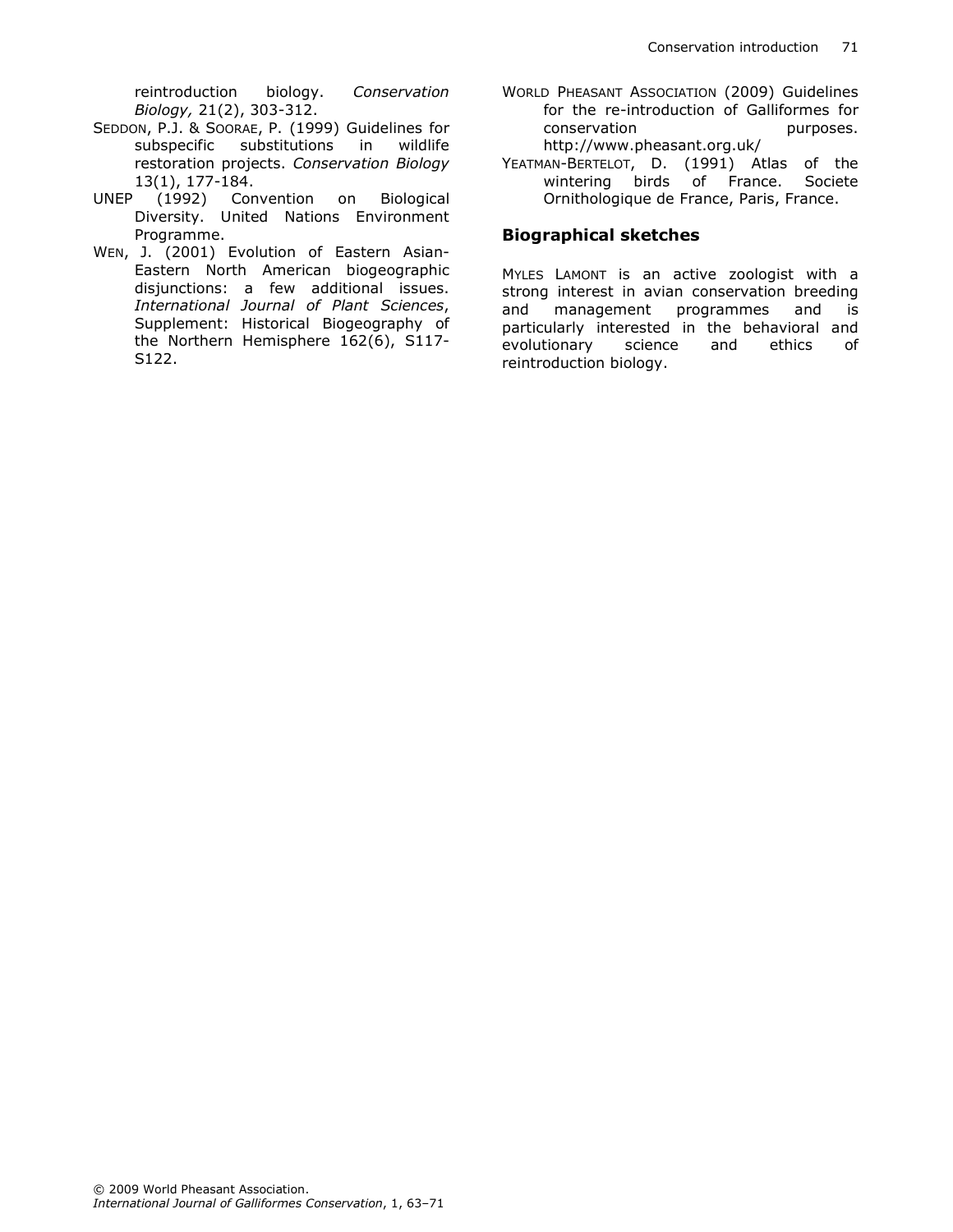reintroduction biology. *Conservation Biology,* 21(2), 303-312.

SEDDON, P.J. & SOORAE, P. (1999) Guidelines for subspecific substitutions in wildlife restoration projects. *Conservation Biology* 13(1), 177-184.

UNEP (1992) Convention on Biological Diversity. United Nations Environment Programme.

WEN, J. (2001) Evolution of Eastern Asian-Eastern North American biogeographic disjunctions: a few additional issues. *International Journal of Plant Sciences*, Supplement: Historical Biogeography of the Northern Hemisphere 162(6), S117-S122.

WORLD PHEASANT ASSOCIATION (2009) Guidelines for the re-introduction of Galliformes for conservation purposes. http://www.pheasant.org.uk/

YEATMAN-BERTELOT, D. (1991) Atlas of the wintering birds of France. Societe Ornithologique de France, Paris, France.

## Biographical sketches

MYLES LAMONT is an active zoologist with a strong interest in avian conservation breeding and management programmes and is particularly interested in the behavioral and evolutionary science and ethics of reintroduction biology.

© 2009 World Pheasant Association.
*International Journal of Galliformes Conservation*, 1, 63–71